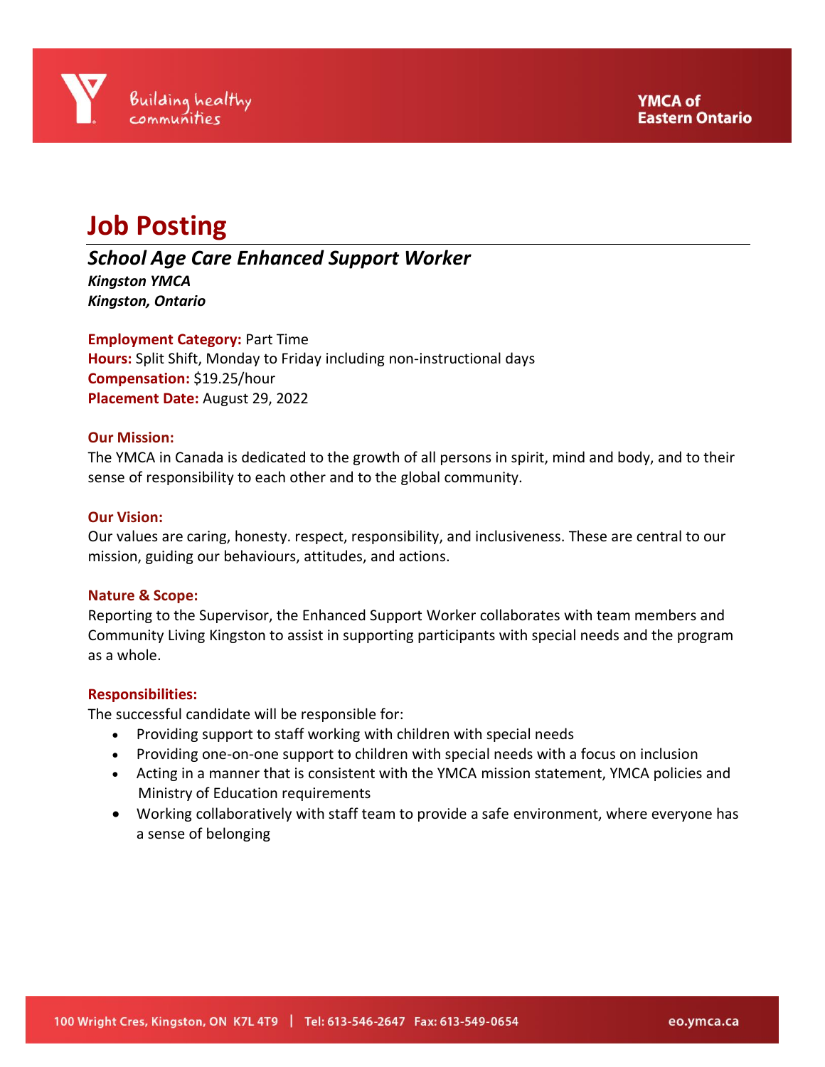YMCA of Eastern Ontario

Building healthy communities

# Job Posting

## *School Age Care Enhanced Support Worker*

***Kingston YMCA***
***Kingston, Ontario***

**Employment Category:** Part Time
**Hours:** Split Shift, Monday to Friday including non-instructional days
**Compensation:** $19.25/hour
**Placement Date:** August 29, 2022

**Our Mission:**
The YMCA in Canada is dedicated to the growth of all persons in spirit, mind and body, and to their sense of responsibility to each other and to the global community.

**Our Vision:**
Our values are caring, honesty. respect, responsibility, and inclusiveness. These are central to our mission, guiding our behaviours, attitudes, and actions.

**Nature & Scope:**
Reporting to the Supervisor, the Enhanced Support Worker collaborates with team members and Community Living Kingston to assist in supporting participants with special needs and the program as a whole.

**Responsibilities:**
The successful candidate will be responsible for:

- Providing support to staff working with children with special needs
- Providing one-on-one support to children with special needs with a focus on inclusion
- Acting in a manner that is consistent with the YMCA mission statement, YMCA policies and Ministry of Education requirements
- Working collaboratively with staff team to provide a safe environment, where everyone has a sense of belonging

100 Wright Cres, Kingston, ON K7L 4T9 | Tel: 613-546-2647 Fax: 613-549-0654 eo.ymca.ca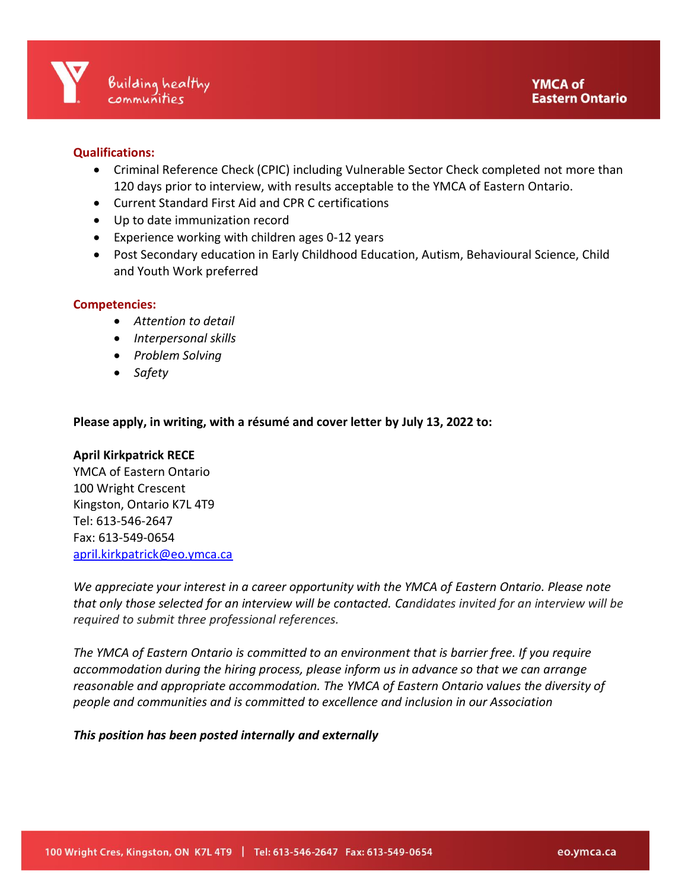**Qualifications:**

- Criminal Reference Check (CPIC) including Vulnerable Sector Check completed not more than 120 days prior to interview, with results acceptable to the YMCA of Eastern Ontario.
- Current Standard First Aid and CPR C certifications
- Up to date immunization record
- Experience working with children ages 0-12 years
- Post Secondary education in Early Childhood Education, Autism, Behavioural Science, Child and Youth Work preferred

**Competencies:**

- *Attention to detail*
- *Interpersonal skills*
- *Problem Solving*
- *Safety*

**Please apply, in writing, with a résumé and cover letter by July 13, 2022 to:**

**April Kirkpatrick RECE**
YMCA of Eastern Ontario
100 Wright Crescent
Kingston, Ontario K7L 4T9
Tel: 613-546-2647
Fax: 613-549-0654
april.kirkpatrick@eo.ymca.ca

*We appreciate your interest in a career opportunity with the YMCA of Eastern Ontario. Please note that only those selected for an interview will be contacted. Candidates invited for an interview will be required to submit three professional references.*

*The YMCA of Eastern Ontario is committed to an environment that is barrier free. If you require accommodation during the hiring process, please inform us in advance so that we can arrange reasonable and appropriate accommodation. The YMCA of Eastern Ontario values the diversity of people and communities and is committed to excellence and inclusion in our Association*

***This position has been posted internally and externally***